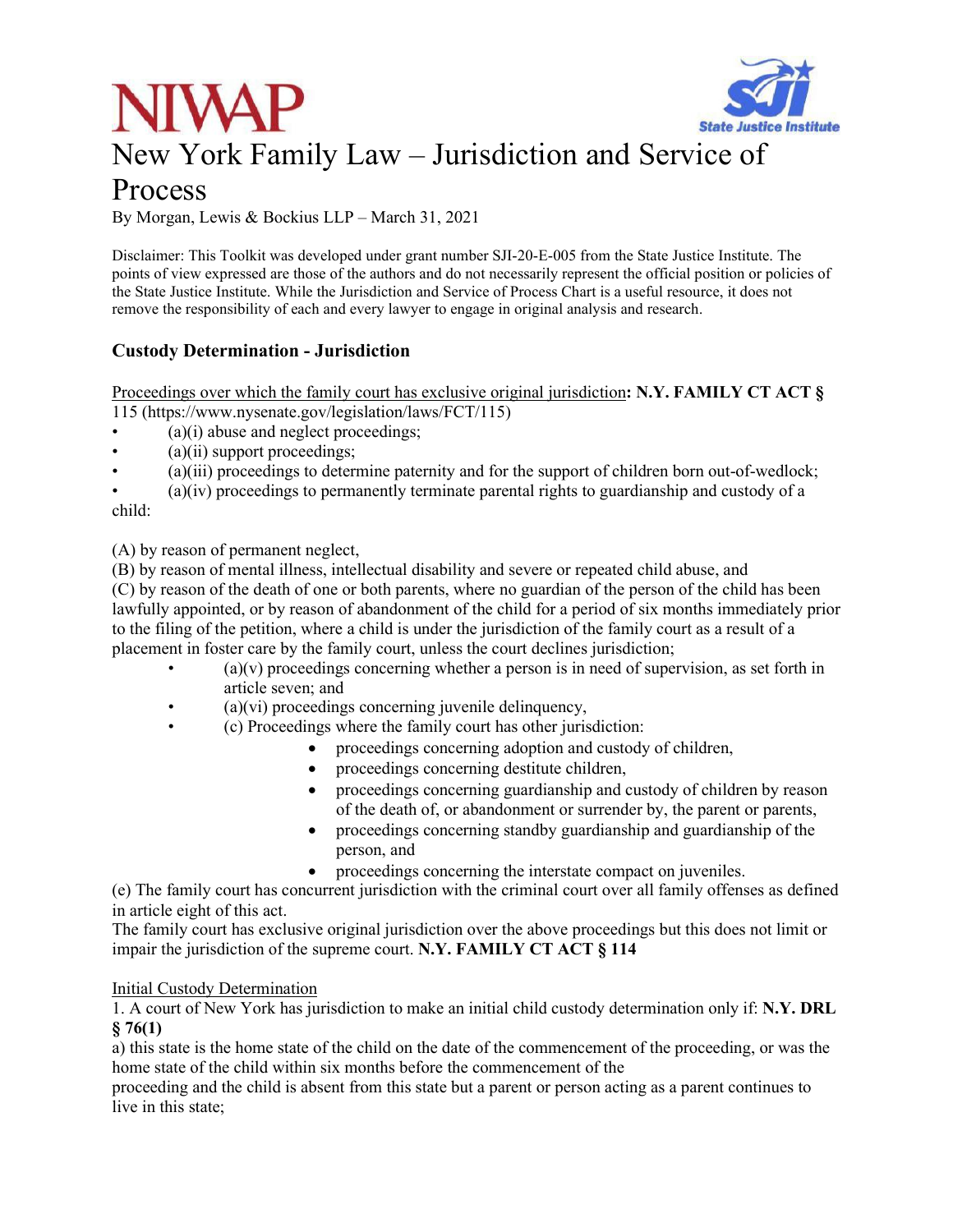NIWAP

State Justice Institute

# New York Family Law – Jurisdiction and Service of Process

By Morgan, Lewis & Bockius LLP – March 31, 2021

Disclaimer: This Toolkit was developed under grant number SJI-20-E-005 from the State Justice Institute. The points of view expressed are those of the authors and do not necessarily represent the official position or policies of the State Justice Institute. While the Jurisdiction and Service of Process Chart is a useful resource, it does not remove the responsibility of each and every lawyer to engage in original analysis and research.

## Custody Determination - Jurisdiction

Proceedings over which the family court has exclusive original jurisdiction**: N.Y. FAMILY CT ACT §** 115 (https://www.nysenate.gov/legislation/laws/FCT/115)

- (a)(i) abuse and neglect proceedings;
- (a)(ii) support proceedings;
- (a)(iii) proceedings to determine paternity and for the support of children born out-of-wedlock;
- (a)(iv) proceedings to permanently terminate parental rights to guardianship and custody of a child:

(A) by reason of permanent neglect,
(B) by reason of mental illness, intellectual disability and severe or repeated child abuse, and
(C) by reason of the death of one or both parents, where no guardian of the person of the child has been lawfully appointed, or by reason of abandonment of the child for a period of six months immediately prior to the filing of the petition, where a child is under the jurisdiction of the family court as a result of a placement in foster care by the family court, unless the court declines jurisdiction;

- (a)(v) proceedings concerning whether a person is in need of supervision, as set forth in article seven; and
- (a)(vi) proceedings concerning juvenile delinquency,
- (c) Proceedings where the family court has other jurisdiction:
    - proceedings concerning adoption and custody of children,
    - proceedings concerning destitute children,
    - proceedings concerning guardianship and custody of children by reason of the death of, or abandonment or surrender by, the parent or parents,
    - proceedings concerning standby guardianship and guardianship of the person, and
    - proceedings concerning the interstate compact on juveniles.

(e) The family court has concurrent jurisdiction with the criminal court over all family offenses as defined in article eight of this act.
The family court has exclusive original jurisdiction over the above proceedings but this does not limit or impair the jurisdiction of the supreme court. **N.Y. FAMILY CT ACT § 114**

Initial Custody Determination

1. A court of New York has jurisdiction to make an initial child custody determination only if: **N.Y. DRL § 76(1)**

a) this state is the home state of the child on the date of the commencement of the proceeding, or was the home state of the child within six months before the commencement of the proceeding and the child is absent from this state but a parent or person acting as a parent continues to live in this state;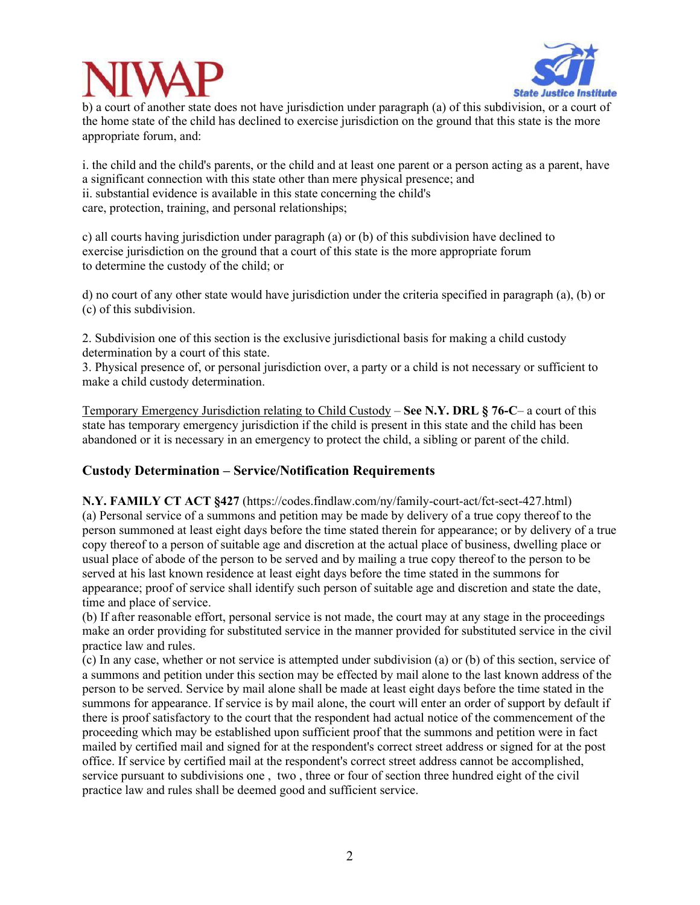b) a court of another state does not have jurisdiction under paragraph (a) of this subdivision, or a court of the home state of the child has declined to exercise jurisdiction on the ground that this state is the more appropriate forum, and:

i. the child and the child's parents, or the child and at least one parent or a person acting as a parent, have a significant connection with this state other than mere physical presence; and
ii. substantial evidence is available in this state concerning the child's care, protection, training, and personal relationships;

c) all courts having jurisdiction under paragraph (a) or (b) of this subdivision have declined to exercise jurisdiction on the ground that a court of this state is the more appropriate forum to determine the custody of the child; or

d) no court of any other state would have jurisdiction under the criteria specified in paragraph (a), (b) or (c) of this subdivision.

2. Subdivision one of this section is the exclusive jurisdictional basis for making a child custody determination by a court of this state.
3. Physical presence of, or personal jurisdiction over, a party or a child is not necessary or sufficient to make a child custody determination.

Temporary Emergency Jurisdiction relating to Child Custody – **See N.Y. DRL § 76-C**– a court of this state has temporary emergency jurisdiction if the child is present in this state and the child has been abandoned or it is necessary in an emergency to protect the child, a sibling or parent of the child.

### Custody Determination – Service/Notification Requirements

**N.Y. FAMILY CT ACT §427** (https://codes.findlaw.com/ny/family-court-act/fct-sect-427.html)
(a) Personal service of a summons and petition may be made by delivery of a true copy thereof to the person summoned at least eight days before the time stated therein for appearance; or by delivery of a true copy thereof to a person of suitable age and discretion at the actual place of business, dwelling place or usual place of abode of the person to be served and by mailing a true copy thereof to the person to be served at his last known residence at least eight days before the time stated in the summons for appearance; proof of service shall identify such person of suitable age and discretion and state the date, time and place of service.
(b) If after reasonable effort, personal service is not made, the court may at any stage in the proceedings make an order providing for substituted service in the manner provided for substituted service in the civil practice law and rules.
(c) In any case, whether or not service is attempted under subdivision (a) or (b) of this section, service of a summons and petition under this section may be effected by mail alone to the last known address of the person to be served. Service by mail alone shall be made at least eight days before the time stated in the summons for appearance. If service is by mail alone, the court will enter an order of support by default if there is proof satisfactory to the court that the respondent had actual notice of the commencement of the proceeding which may be established upon sufficient proof that the summons and petition were in fact mailed by certified mail and signed for at the respondent's correct street address or signed for at the post office. If service by certified mail at the respondent's correct street address cannot be accomplished, service pursuant to subdivisions one , two , three or four of section three hundred eight of the civil practice law and rules shall be deemed good and sufficient service.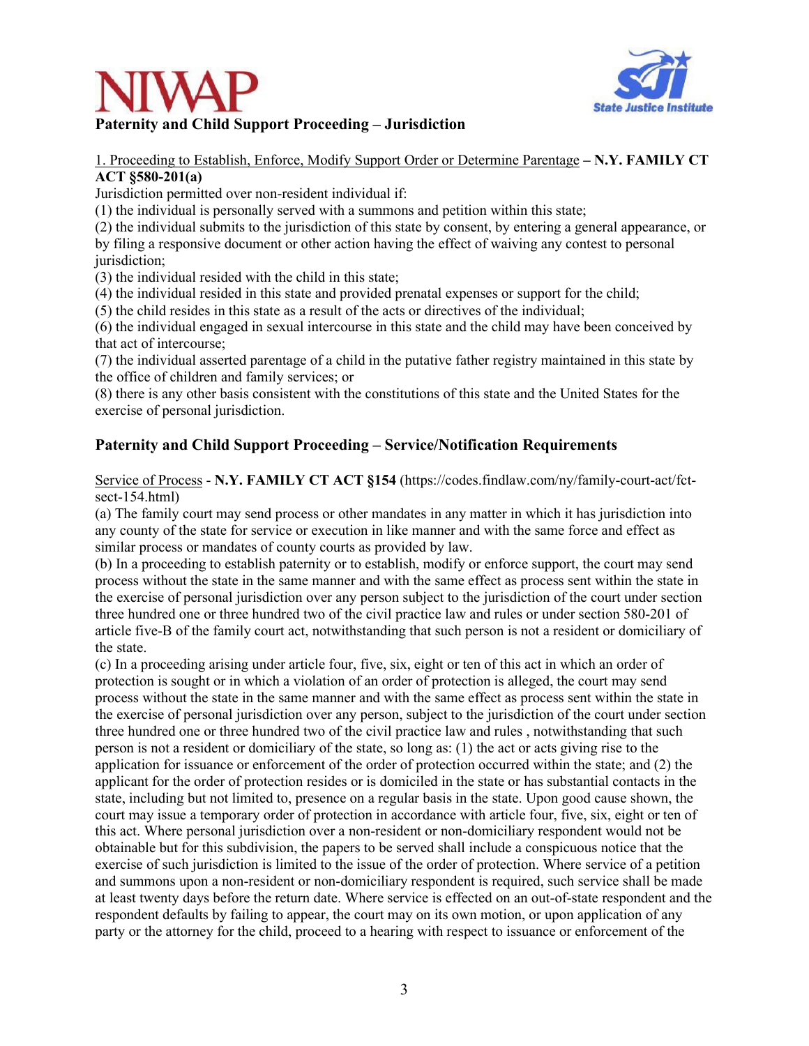## Paternity and Child Support Proceeding – Jurisdiction

1. Proceeding to Establish, Enforce, Modify Support Order or Determine Parentage – **N.Y. FAMILY CT ACT §580-201(a)**

Jurisdiction permitted over non-resident individual if:

(1) the individual is personally served with a summons and petition within this state;

(2) the individual submits to the jurisdiction of this state by consent, by entering a general appearance, or by filing a responsive document or other action having the effect of waiving any contest to personal jurisdiction;

(3) the individual resided with the child in this state;

(4) the individual resided in this state and provided prenatal expenses or support for the child;

(5) the child resides in this state as a result of the acts or directives of the individual;

(6) the individual engaged in sexual intercourse in this state and the child may have been conceived by that act of intercourse;

(7) the individual asserted parentage of a child in the putative father registry maintained in this state by the office of children and family services; or

(8) there is any other basis consistent with the constitutions of this state and the United States for the exercise of personal jurisdiction.

## Paternity and Child Support Proceeding – Service/Notification Requirements

Service of Process - **N.Y. FAMILY CT ACT §154** (https://codes.findlaw.com/ny/family-court-act/fct-sect-154.html)

(a) The family court may send process or other mandates in any matter in which it has jurisdiction into any county of the state for service or execution in like manner and with the same force and effect as similar process or mandates of county courts as provided by law.

(b) In a proceeding to establish paternity or to establish, modify or enforce support, the court may send process without the state in the same manner and with the same effect as process sent within the state in the exercise of personal jurisdiction over any person subject to the jurisdiction of the court under section three hundred one or three hundred two of the civil practice law and rules or under section 580-201 of article five-B of the family court act, notwithstanding that such person is not a resident or domiciliary of the state.

(c) In a proceeding arising under article four, five, six, eight or ten of this act in which an order of protection is sought or in which a violation of an order of protection is alleged, the court may send process without the state in the same manner and with the same effect as process sent within the state in the exercise of personal jurisdiction over any person, subject to the jurisdiction of the court under section three hundred one or three hundred two of the civil practice law and rules , notwithstanding that such person is not a resident or domiciliary of the state, so long as: (1) the act or acts giving rise to the application for issuance or enforcement of the order of protection occurred within the state; and (2) the applicant for the order of protection resides or is domiciled in the state or has substantial contacts in the state, including but not limited to, presence on a regular basis in the state. Upon good cause shown, the court may issue a temporary order of protection in accordance with article four, five, six, eight or ten of this act. Where personal jurisdiction over a non-resident or non-domiciliary respondent would not be obtainable but for this subdivision, the papers to be served shall include a conspicuous notice that the exercise of such jurisdiction is limited to the issue of the order of protection. Where service of a petition and summons upon a non-resident or non-domiciliary respondent is required, such service shall be made at least twenty days before the return date. Where service is effected on an out-of-state respondent and the respondent defaults by failing to appear, the court may on its own motion, or upon application of any party or the attorney for the child, proceed to a hearing with respect to issuance or enforcement of the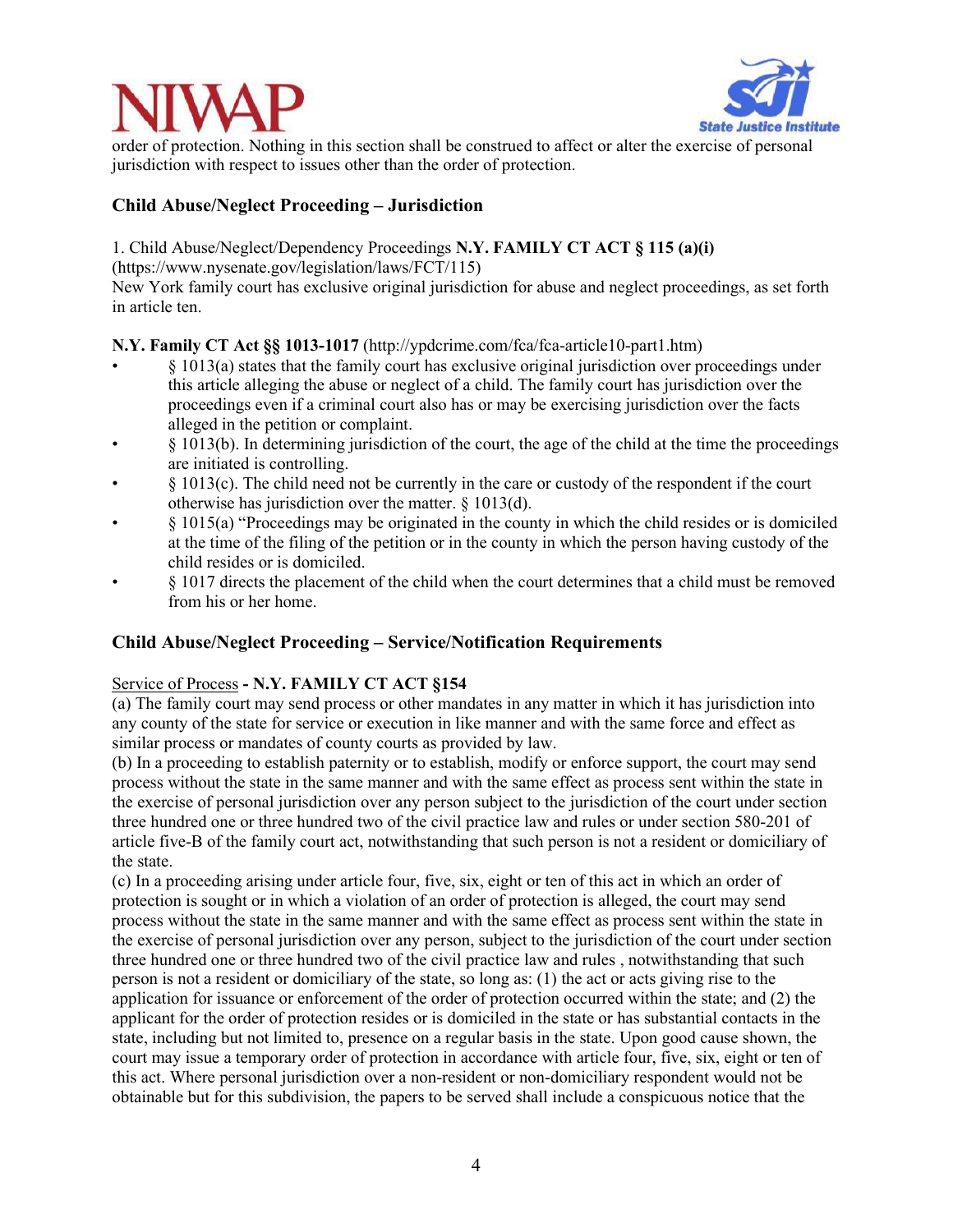order of protection. Nothing in this section shall be construed to affect or alter the exercise of personal jurisdiction with respect to issues other than the order of protection.

## Child Abuse/Neglect Proceeding – Jurisdiction

1. Child Abuse/Neglect/Dependency Proceedings **N.Y. FAMILY CT ACT § 115 (a)(i)** (https://www.nysenate.gov/legislation/laws/FCT/115)
New York family court has exclusive original jurisdiction for abuse and neglect proceedings, as set forth in article ten.

**N.Y. Family CT Act §§ 1013-1017** (http://ypdcrime.com/fca/fca-article10-part1.htm)

- § 1013(a) states that the family court has exclusive original jurisdiction over proceedings under this article alleging the abuse or neglect of a child. The family court has jurisdiction over the proceedings even if a criminal court also has or may be exercising jurisdiction over the facts alleged in the petition or complaint.
- § 1013(b). In determining jurisdiction of the court, the age of the child at the time the proceedings are initiated is controlling.
- § 1013(c). The child need not be currently in the care or custody of the respondent if the court otherwise has jurisdiction over the matter. § 1013(d).
- § 1015(a) "Proceedings may be originated in the county in which the child resides or is domiciled at the time of the filing of the petition or in the county in which the person having custody of the child resides or is domiciled.
- § 1017 directs the placement of the child when the court determines that a child must be removed from his or her home.

## Child Abuse/Neglect Proceeding – Service/Notification Requirements

Service of Process **- N.Y. FAMILY CT ACT §154**
(a) The family court may send process or other mandates in any matter in which it has jurisdiction into any county of the state for service or execution in like manner and with the same force and effect as similar process or mandates of county courts as provided by law.
(b) In a proceeding to establish paternity or to establish, modify or enforce support, the court may send process without the state in the same manner and with the same effect as process sent within the state in the exercise of personal jurisdiction over any person subject to the jurisdiction of the court under section three hundred one or three hundred two of the civil practice law and rules or under section 580-201 of article five-B of the family court act, notwithstanding that such person is not a resident or domiciliary of the state.
(c) In a proceeding arising under article four, five, six, eight or ten of this act in which an order of protection is sought or in which a violation of an order of protection is alleged, the court may send process without the state in the same manner and with the same effect as process sent within the state in the exercise of personal jurisdiction over any person, subject to the jurisdiction of the court under section three hundred one or three hundred two of the civil practice law and rules , notwithstanding that such person is not a resident or domiciliary of the state, so long as: (1) the act or acts giving rise to the application for issuance or enforcement of the order of protection occurred within the state; and (2) the applicant for the order of protection resides or is domiciled in the state or has substantial contacts in the state, including but not limited to, presence on a regular basis in the state. Upon good cause shown, the court may issue a temporary order of protection in accordance with article four, five, six, eight or ten of this act. Where personal jurisdiction over a non-resident or non-domiciliary respondent would not be obtainable but for this subdivision, the papers to be served shall include a conspicuous notice that the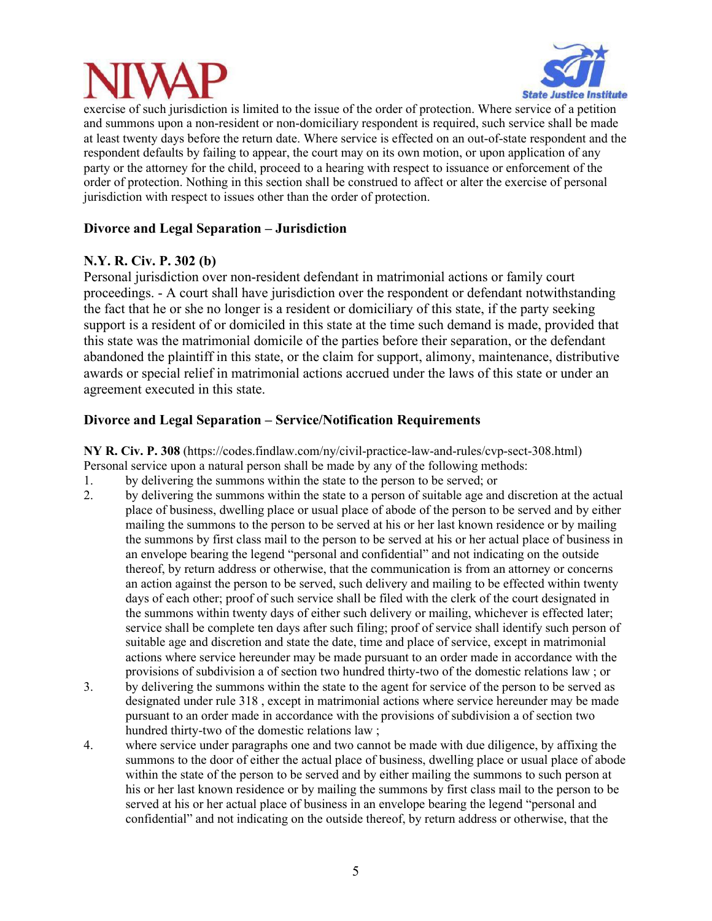exercise of such jurisdiction is limited to the issue of the order of protection. Where service of a petition and summons upon a non-resident or non-domiciliary respondent is required, such service shall be made at least twenty days before the return date. Where service is effected on an out-of-state respondent and the respondent defaults by failing to appear, the court may on its own motion, or upon application of any party or the attorney for the child, proceed to a hearing with respect to issuance or enforcement of the order of protection. Nothing in this section shall be construed to affect or alter the exercise of personal jurisdiction with respect to issues other than the order of protection.

### Divorce and Legal Separation – Jurisdiction

**N.Y. R. Civ. P. 302 (b)**
Personal jurisdiction over non-resident defendant in matrimonial actions or family court proceedings. - A court shall have jurisdiction over the respondent or defendant notwithstanding the fact that he or she no longer is a resident or domiciliary of this state, if the party seeking support is a resident of or domiciled in this state at the time such demand is made, provided that this state was the matrimonial domicile of the parties before their separation, or the defendant abandoned the plaintiff in this state, or the claim for support, alimony, maintenance, distributive awards or special relief in matrimonial actions accrued under the laws of this state or under an agreement executed in this state.

### Divorce and Legal Separation – Service/Notification Requirements

**NY R. Civ. P. 308** (https://codes.findlaw.com/ny/civil-practice-law-and-rules/cvp-sect-308.html)
Personal service upon a natural person shall be made by any of the following methods:

1. by delivering the summons within the state to the person to be served; or
2. by delivering the summons within the state to a person of suitable age and discretion at the actual place of business, dwelling place or usual place of abode of the person to be served and by either mailing the summons to the person to be served at his or her last known residence or by mailing the summons by first class mail to the person to be served at his or her actual place of business in an envelope bearing the legend "personal and confidential" and not indicating on the outside thereof, by return address or otherwise, that the communication is from an attorney or concerns an action against the person to be served, such delivery and mailing to be effected within twenty days of each other; proof of such service shall be filed with the clerk of the court designated in the summons within twenty days of either such delivery or mailing, whichever is effected later; service shall be complete ten days after such filing; proof of service shall identify such person of suitable age and discretion and state the date, time and place of service, except in matrimonial actions where service hereunder may be made pursuant to an order made in accordance with the provisions of subdivision a of section two hundred thirty-two of the domestic relations law ; or
3. by delivering the summons within the state to the agent for service of the person to be served as designated under rule 318 , except in matrimonial actions where service hereunder may be made pursuant to an order made in accordance with the provisions of subdivision a of section two hundred thirty-two of the domestic relations law ;
4. where service under paragraphs one and two cannot be made with due diligence, by affixing the summons to the door of either the actual place of business, dwelling place or usual place of abode within the state of the person to be served and by either mailing the summons to such person at his or her last known residence or by mailing the summons by first class mail to the person to be served at his or her actual place of business in an envelope bearing the legend "personal and confidential" and not indicating on the outside thereof, by return address or otherwise, that the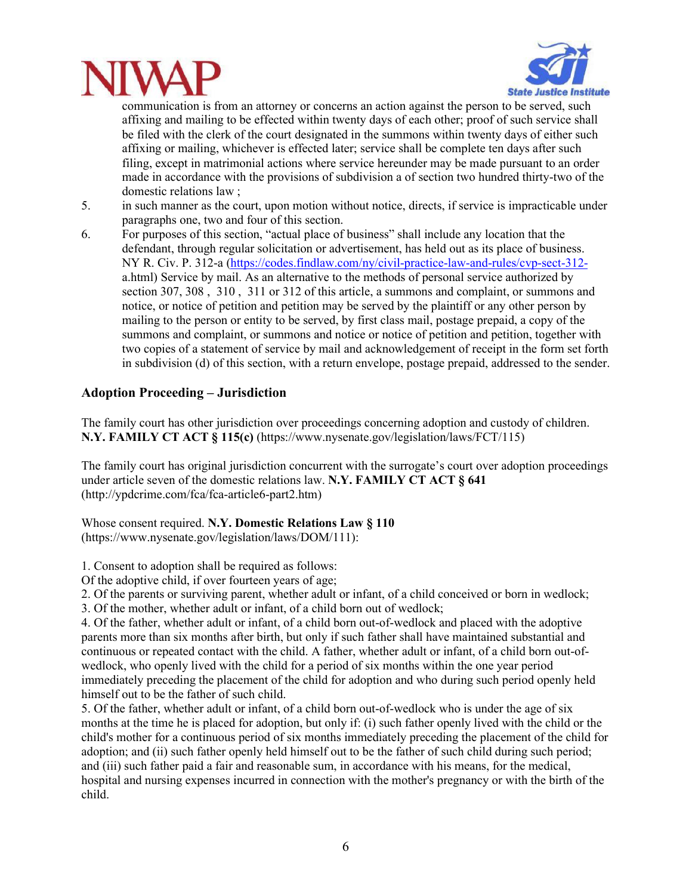communication is from an attorney or concerns an action against the person to be served, such affixing and mailing to be effected within twenty days of each other; proof of such service shall be filed with the clerk of the court designated in the summons within twenty days of either such affixing or mailing, whichever is effected later; service shall be complete ten days after such filing, except in matrimonial actions where service hereunder may be made pursuant to an order made in accordance with the provisions of subdivision a of section two hundred thirty-two of the domestic relations law ;

5. in such manner as the court, upon motion without notice, directs, if service is impracticable under paragraphs one, two and four of this section.
6. For purposes of this section, "actual place of business" shall include any location that the defendant, through regular solicitation or advertisement, has held out as its place of business. NY R. Civ. P. 312-a (https://codes.findlaw.com/ny/civil-practice-law-and-rules/cvp-sect-312-a.html) Service by mail. As an alternative to the methods of personal service authorized by section 307, 308 , 310 , 311 or 312 of this article, a summons and complaint, or summons and notice, or notice of petition and petition may be served by the plaintiff or any other person by mailing to the person or entity to be served, by first class mail, postage prepaid, a copy of the summons and complaint, or summons and notice or notice of petition and petition, together with two copies of a statement of service by mail and acknowledgement of receipt in the form set forth in subdivision (d) of this section, with a return envelope, postage prepaid, addressed to the sender.

## Adoption Proceeding – Jurisdiction

The family court has other jurisdiction over proceedings concerning adoption and custody of children. **N.Y. FAMILY CT ACT § 115(c)** (https://www.nysenate.gov/legislation/laws/FCT/115)

The family court has original jurisdiction concurrent with the surrogate's court over adoption proceedings under article seven of the domestic relations law. **N.Y. FAMILY CT ACT § 641** (http://ypdcrime.com/fca/fca-article6-part2.htm)

Whose consent required. **N.Y. Domestic Relations Law § 110** (https://www.nysenate.gov/legislation/laws/DOM/111):

1. Consent to adoption shall be required as follows:
Of the adoptive child, if over fourteen years of age;
2. Of the parents or surviving parent, whether adult or infant, of a child conceived or born in wedlock;
3. Of the mother, whether adult or infant, of a child born out of wedlock;
4. Of the father, whether adult or infant, of a child born out-of-wedlock and placed with the adoptive parents more than six months after birth, but only if such father shall have maintained substantial and continuous or repeated contact with the child. A father, whether adult or infant, of a child born out-of-wedlock, who openly lived with the child for a period of six months within the one year period immediately preceding the placement of the child for adoption and who during such period openly held himself out to be the father of such child.
5. Of the father, whether adult or infant, of a child born out-of-wedlock who is under the age of six months at the time he is placed for adoption, but only if: (i) such father openly lived with the child or the child's mother for a continuous period of six months immediately preceding the placement of the child for adoption; and (ii) such father openly held himself out to be the father of such child during such period; and (iii) such father paid a fair and reasonable sum, in accordance with his means, for the medical, hospital and nursing expenses incurred in connection with the mother's pregnancy or with the birth of the child.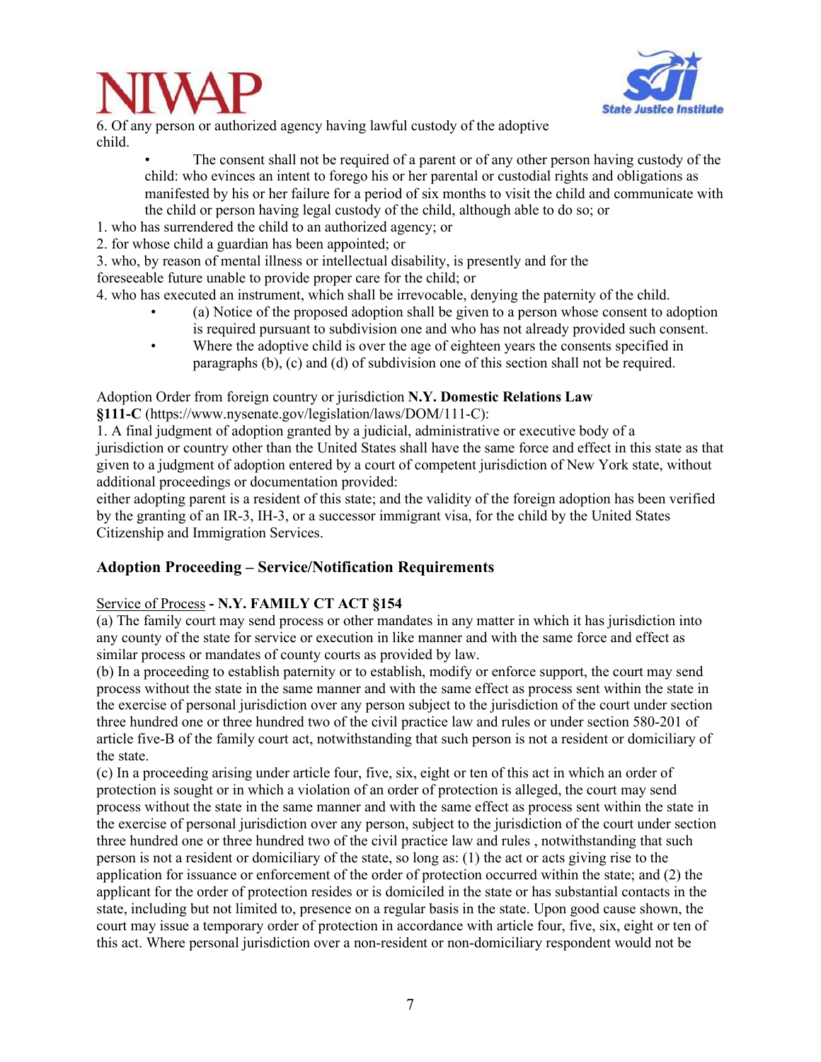6. Of any person or authorized agency having lawful custody of the adoptive child.

- The consent shall not be required of a parent or of any other person having custody of the child: who evinces an intent to forego his or her parental or custodial rights and obligations as manifested by his or her failure for a period of six months to visit the child and communicate with the child or person having legal custody of the child, although able to do so; or

1. who has surrendered the child to an authorized agency; or
2. for whose child a guardian has been appointed; or
3. who, by reason of mental illness or intellectual disability, is presently and for the foreseeable future unable to provide proper care for the child; or
4. who has executed an instrument, which shall be irrevocable, denying the paternity of the child.

- (a) Notice of the proposed adoption shall be given to a person whose consent to adoption is required pursuant to subdivision one and who has not already provided such consent.
- Where the adoptive child is over the age of eighteen years the consents specified in paragraphs (b), (c) and (d) of subdivision one of this section shall not be required.

Adoption Order from foreign country or jurisdiction **N.Y. Domestic Relations Law §111-C** (https://www.nysenate.gov/legislation/laws/DOM/111-C):

1. A final judgment of adoption granted by a judicial, administrative or executive body of a jurisdiction or country other than the United States shall have the same force and effect in this state as that given to a judgment of adoption entered by a court of competent jurisdiction of New York state, without additional proceedings or documentation provided:

either adopting parent is a resident of this state; and the validity of the foreign adoption has been verified by the granting of an IR-3, IH-3, or a successor immigrant visa, for the child by the United States Citizenship and Immigration Services.

## Adoption Proceeding – Service/Notification Requirements

Service of Process **- N.Y. FAMILY CT ACT §154**

(a) The family court may send process or other mandates in any matter in which it has jurisdiction into any county of the state for service or execution in like manner and with the same force and effect as similar process or mandates of county courts as provided by law.

(b) In a proceeding to establish paternity or to establish, modify or enforce support, the court may send process without the state in the same manner and with the same effect as process sent within the state in the exercise of personal jurisdiction over any person subject to the jurisdiction of the court under section three hundred one or three hundred two of the civil practice law and rules or under section 580-201 of article five-B of the family court act, notwithstanding that such person is not a resident or domiciliary of the state.

(c) In a proceeding arising under article four, five, six, eight or ten of this act in which an order of protection is sought or in which a violation of an order of protection is alleged, the court may send process without the state in the same manner and with the same effect as process sent within the state in the exercise of personal jurisdiction over any person, subject to the jurisdiction of the court under section three hundred one or three hundred two of the civil practice law and rules , notwithstanding that such person is not a resident or domiciliary of the state, so long as: (1) the act or acts giving rise to the application for issuance or enforcement of the order of protection occurred within the state; and (2) the applicant for the order of protection resides or is domiciled in the state or has substantial contacts in the state, including but not limited to, presence on a regular basis in the state. Upon good cause shown, the court may issue a temporary order of protection in accordance with article four, five, six, eight or ten of this act. Where personal jurisdiction over a non-resident or non-domiciliary respondent would not be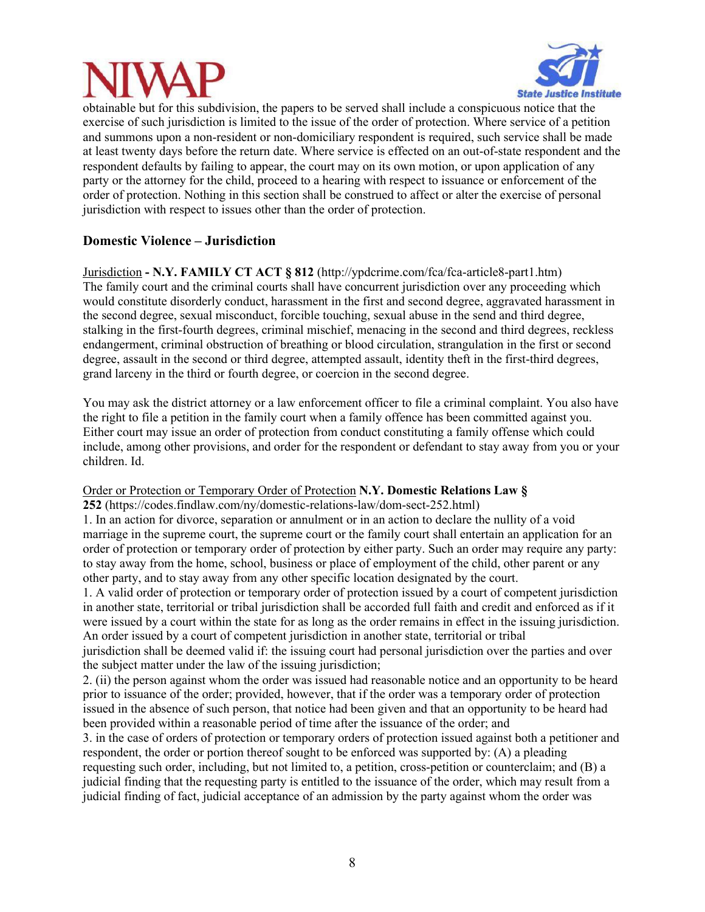obtainable but for this subdivision, the papers to be served shall include a conspicuous notice that the exercise of such jurisdiction is limited to the issue of the order of protection. Where service of a petition and summons upon a non-resident or non-domiciliary respondent is required, such service shall be made at least twenty days before the return date. Where service is effected on an out-of-state respondent and the respondent defaults by failing to appear, the court may on its own motion, or upon application of any party or the attorney for the child, proceed to a hearing with respect to issuance or enforcement of the order of protection. Nothing in this section shall be construed to affect or alter the exercise of personal jurisdiction with respect to issues other than the order of protection.

### Domestic Violence – Jurisdiction

Jurisdiction **- N.Y. FAMILY CT ACT § 812** (http://ypdcrime.com/fca/fca-article8-part1.htm)
The family court and the criminal courts shall have concurrent jurisdiction over any proceeding which would constitute disorderly conduct, harassment in the first and second degree, aggravated harassment in the second degree, sexual misconduct, forcible touching, sexual abuse in the send and third degree, stalking in the first-fourth degrees, criminal mischief, menacing in the second and third degrees, reckless endangerment, criminal obstruction of breathing or blood circulation, strangulation in the first or second degree, assault in the second or third degree, attempted assault, identity theft in the first-third degrees, grand larceny in the third or fourth degree, or coercion in the second degree.

You may ask the district attorney or a law enforcement officer to file a criminal complaint. You also have the right to file a petition in the family court when a family offence has been committed against you. Either court may issue an order of protection from conduct constituting a family offense which could include, among other provisions, and order for the respondent or defendant to stay away from you or your children. Id.

Order or Protection or Temporary Order of Protection **N.Y. Domestic Relations Law § 252** (https://codes.findlaw.com/ny/domestic-relations-law/dom-sect-252.html)
1. In an action for divorce, separation or annulment or in an action to declare the nullity of a void marriage in the supreme court, the supreme court or the family court shall entertain an application for an order of protection or temporary order of protection by either party. Such an order may require any party: to stay away from the home, school, business or place of employment of the child, other parent or any other party, and to stay away from any other specific location designated by the court.
1. A valid order of protection or temporary order of protection issued by a court of competent jurisdiction in another state, territorial or tribal jurisdiction shall be accorded full faith and credit and enforced as if it were issued by a court within the state for as long as the order remains in effect in the issuing jurisdiction. An order issued by a court of competent jurisdiction in another state, territorial or tribal jurisdiction shall be deemed valid if: the issuing court had personal jurisdiction over the parties and over the subject matter under the law of the issuing jurisdiction;
2. (ii) the person against whom the order was issued had reasonable notice and an opportunity to be heard prior to issuance of the order; provided, however, that if the order was a temporary order of protection issued in the absence of such person, that notice had been given and that an opportunity to be heard had been provided within a reasonable period of time after the issuance of the order; and
3. in the case of orders of protection or temporary orders of protection issued against both a petitioner and respondent, the order or portion thereof sought to be enforced was supported by: (A) a pleading requesting such order, including, but not limited to, a petition, cross-petition or counterclaim; and (B) a judicial finding that the requesting party is entitled to the issuance of the order, which may result from a judicial finding of fact, judicial acceptance of an admission by the party against whom the order was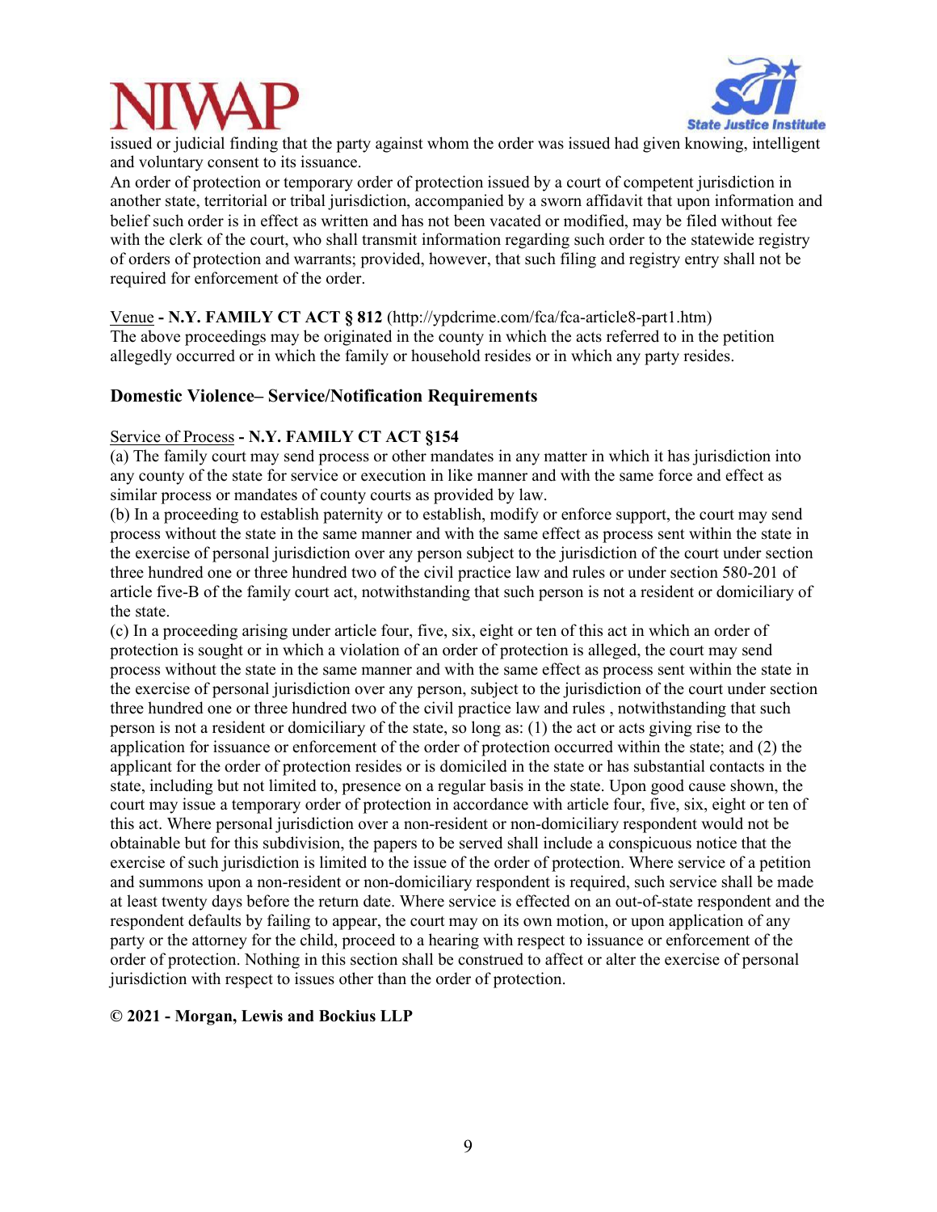issued or judicial finding that the party against whom the order was issued had given knowing, intelligent and voluntary consent to its issuance.

An order of protection or temporary order of protection issued by a court of competent jurisdiction in another state, territorial or tribal jurisdiction, accompanied by a sworn affidavit that upon information and belief such order is in effect as written and has not been vacated or modified, may be filed without fee with the clerk of the court, who shall transmit information regarding such order to the statewide registry of orders of protection and warrants; provided, however, that such filing and registry entry shall not be required for enforcement of the order.

Venue **- N.Y. FAMILY CT ACT § 812** (http://ypdcrime.com/fca/fca-article8-part1.htm)
The above proceedings may be originated in the county in which the acts referred to in the petition allegedly occurred or in which the family or household resides or in which any party resides.

### Domestic Violence– Service/Notification Requirements

Service of Process **- N.Y. FAMILY CT ACT §154**
(a) The family court may send process or other mandates in any matter in which it has jurisdiction into any county of the state for service or execution in like manner and with the same force and effect as similar process or mandates of county courts as provided by law.
(b) In a proceeding to establish paternity or to establish, modify or enforce support, the court may send process without the state in the same manner and with the same effect as process sent within the state in the exercise of personal jurisdiction over any person subject to the jurisdiction of the court under section three hundred one or three hundred two of the civil practice law and rules or under section 580-201 of article five-B of the family court act, notwithstanding that such person is not a resident or domiciliary of the state.
(c) In a proceeding arising under article four, five, six, eight or ten of this act in which an order of protection is sought or in which a violation of an order of protection is alleged, the court may send process without the state in the same manner and with the same effect as process sent within the state in the exercise of personal jurisdiction over any person, subject to the jurisdiction of the court under section three hundred one or three hundred two of the civil practice law and rules , notwithstanding that such person is not a resident or domiciliary of the state, so long as: (1) the act or acts giving rise to the application for issuance or enforcement of the order of protection occurred within the state; and (2) the applicant for the order of protection resides or is domiciled in the state or has substantial contacts in the state, including but not limited to, presence on a regular basis in the state. Upon good cause shown, the court may issue a temporary order of protection in accordance with article four, five, six, eight or ten of this act. Where personal jurisdiction over a non-resident or non-domiciliary respondent would not be obtainable but for this subdivision, the papers to be served shall include a conspicuous notice that the exercise of such jurisdiction is limited to the issue of the order of protection. Where service of a petition and summons upon a non-resident or non-domiciliary respondent is required, such service shall be made at least twenty days before the return date. Where service is effected on an out-of-state respondent and the respondent defaults by failing to appear, the court may on its own motion, or upon application of any party or the attorney for the child, proceed to a hearing with respect to issuance or enforcement of the order of protection. Nothing in this section shall be construed to affect or alter the exercise of personal jurisdiction with respect to issues other than the order of protection.

**© 2021 - Morgan, Lewis and Bockius LLP**